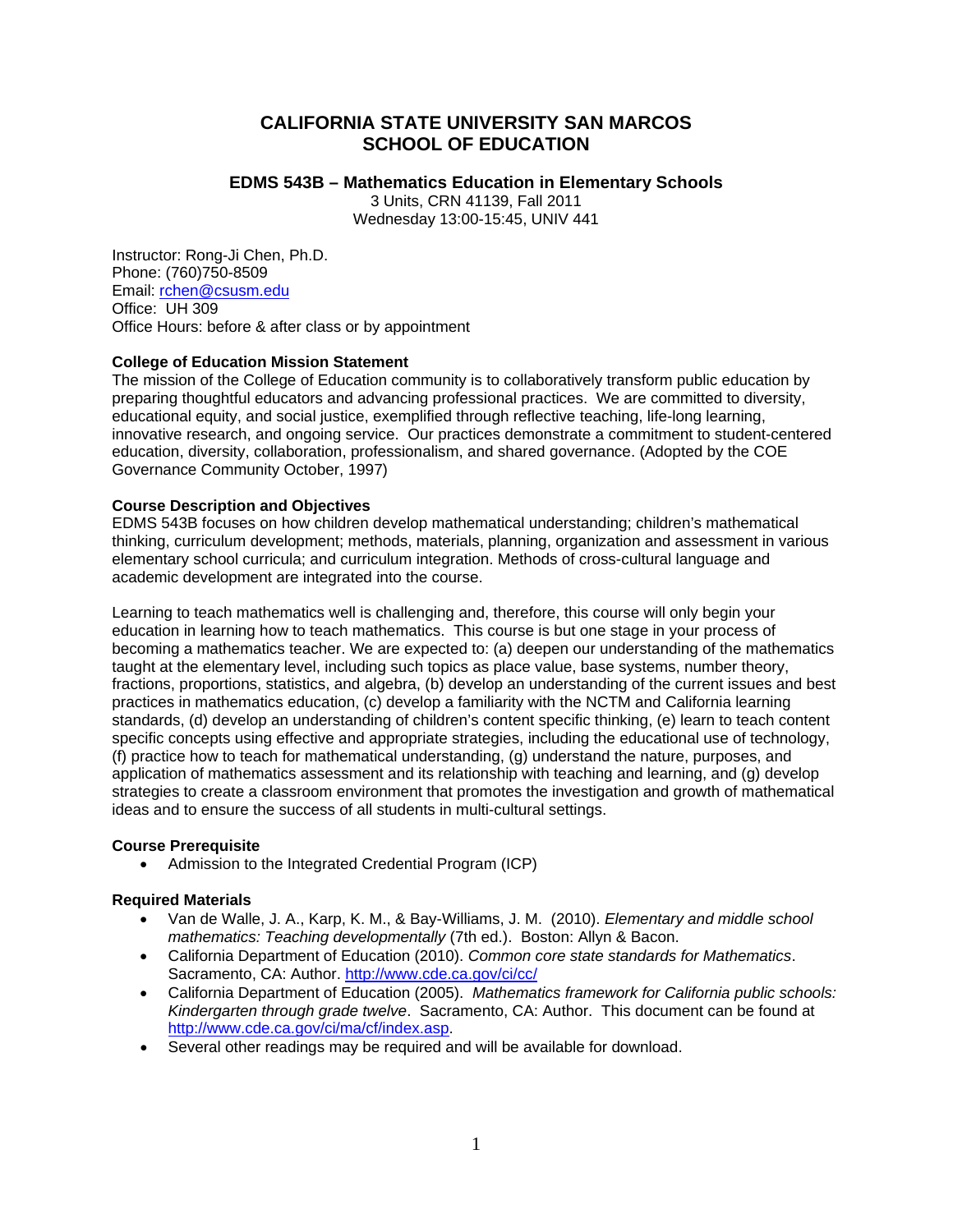# CALIFORNIA STATE UNIVERSITY SAN MARCOS
# SCHOOL OF EDUCATION

### EDMS 543B – Mathematics Education in Elementary Schools

3 Units, CRN 41139, Fall 2011
Wednesday 13:00-15:45, UNIV 441

Instructor: Rong-Ji Chen, Ph.D.
Phone: (760)750-8509
Email: rchen@csusm.edu
Office: UH 309
Office Hours: before & after class or by appointment

**College of Education Mission Statement**

The mission of the College of Education community is to collaboratively transform public education by preparing thoughtful educators and advancing professional practices. We are committed to diversity, educational equity, and social justice, exemplified through reflective teaching, life-long learning, innovative research, and ongoing service. Our practices demonstrate a commitment to student-centered education, diversity, collaboration, professionalism, and shared governance. (Adopted by the COE Governance Community October, 1997)

**Course Description and Objectives**

EDMS 543B focuses on how children develop mathematical understanding; children's mathematical thinking, curriculum development; methods, materials, planning, organization and assessment in various elementary school curricula; and curriculum integration. Methods of cross-cultural language and academic development are integrated into the course.

Learning to teach mathematics well is challenging and, therefore, this course will only begin your education in learning how to teach mathematics. This course is but one stage in your process of becoming a mathematics teacher. We are expected to: (a) deepen our understanding of the mathematics taught at the elementary level, including such topics as place value, base systems, number theory, fractions, proportions, statistics, and algebra, (b) develop an understanding of the current issues and best practices in mathematics education, (c) develop a familiarity with the NCTM and California learning standards, (d) develop an understanding of children's content specific thinking, (e) learn to teach content specific concepts using effective and appropriate strategies, including the educational use of technology, (f) practice how to teach for mathematical understanding, (g) understand the nature, purposes, and application of mathematics assessment and its relationship with teaching and learning, and (g) develop strategies to create a classroom environment that promotes the investigation and growth of mathematical ideas and to ensure the success of all students in multi-cultural settings.

**Course Prerequisite**

- Admission to the Integrated Credential Program (ICP)

**Required Materials**

- Van de Walle, J. A., Karp, K. M., & Bay-Williams, J. M. (2010). *Elementary and middle school mathematics: Teaching developmentally* (7th ed.). Boston: Allyn & Bacon.
- California Department of Education (2010). *Common core state standards for Mathematics*. Sacramento, CA: Author. http://www.cde.ca.gov/ci/cc/
- California Department of Education (2005). *Mathematics framework for California public schools: Kindergarten through grade twelve*. Sacramento, CA: Author. This document can be found at http://www.cde.ca.gov/ci/ma/cf/index.asp.
- Several other readings may be required and will be available for download.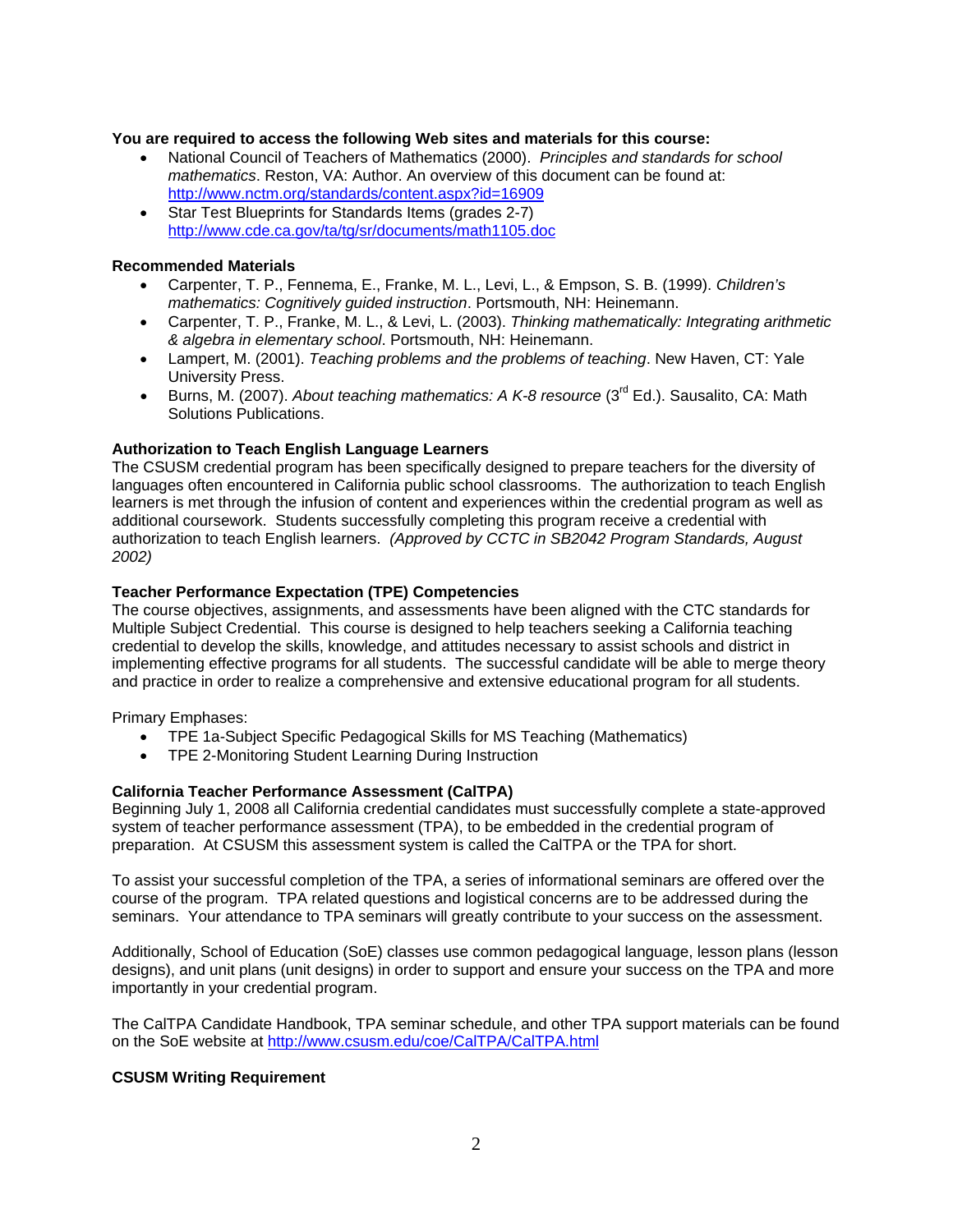**You are required to access the following Web sites and materials for this course:**

- National Council of Teachers of Mathematics (2000). *Principles and standards for school mathematics*. Reston, VA: Author. An overview of this document can be found at: http://www.nctm.org/standards/content.aspx?id=16909
- Star Test Blueprints for Standards Items (grades 2-7) http://www.cde.ca.gov/ta/tg/sr/documents/math1105.doc

**Recommended Materials**

- Carpenter, T. P., Fennema, E., Franke, M. L., Levi, L., & Empson, S. B. (1999). *Children's mathematics: Cognitively guided instruction*. Portsmouth, NH: Heinemann.
- Carpenter, T. P., Franke, M. L., & Levi, L. (2003). *Thinking mathematically: Integrating arithmetic & algebra in elementary school*. Portsmouth, NH: Heinemann.
- Lampert, M. (2001). *Teaching problems and the problems of teaching*. New Haven, CT: Yale University Press.
- Burns, M. (2007). *About teaching mathematics: A K-8 resource* (3rd Ed.). Sausalito, CA: Math Solutions Publications.

**Authorization to Teach English Language Learners**

The CSUSM credential program has been specifically designed to prepare teachers for the diversity of languages often encountered in California public school classrooms. The authorization to teach English learners is met through the infusion of content and experiences within the credential program as well as additional coursework. Students successfully completing this program receive a credential with authorization to teach English learners. *(Approved by CCTC in SB2042 Program Standards, August 2002)*

**Teacher Performance Expectation (TPE) Competencies**

The course objectives, assignments, and assessments have been aligned with the CTC standards for Multiple Subject Credential. This course is designed to help teachers seeking a California teaching credential to develop the skills, knowledge, and attitudes necessary to assist schools and district in implementing effective programs for all students. The successful candidate will be able to merge theory and practice in order to realize a comprehensive and extensive educational program for all students.

Primary Emphases:

- TPE 1a-Subject Specific Pedagogical Skills for MS Teaching (Mathematics)
- TPE 2-Monitoring Student Learning During Instruction

**California Teacher Performance Assessment (CalTPA)**

Beginning July 1, 2008 all California credential candidates must successfully complete a state-approved system of teacher performance assessment (TPA), to be embedded in the credential program of preparation. At CSUSM this assessment system is called the CalTPA or the TPA for short.

To assist your successful completion of the TPA, a series of informational seminars are offered over the course of the program. TPA related questions and logistical concerns are to be addressed during the seminars. Your attendance to TPA seminars will greatly contribute to your success on the assessment.

Additionally, School of Education (SoE) classes use common pedagogical language, lesson plans (lesson designs), and unit plans (unit designs) in order to support and ensure your success on the TPA and more importantly in your credential program.

The CalTPA Candidate Handbook, TPA seminar schedule, and other TPA support materials can be found on the SoE website at http://www.csusm.edu/coe/CalTPA/CalTPA.html

**CSUSM Writing Requirement**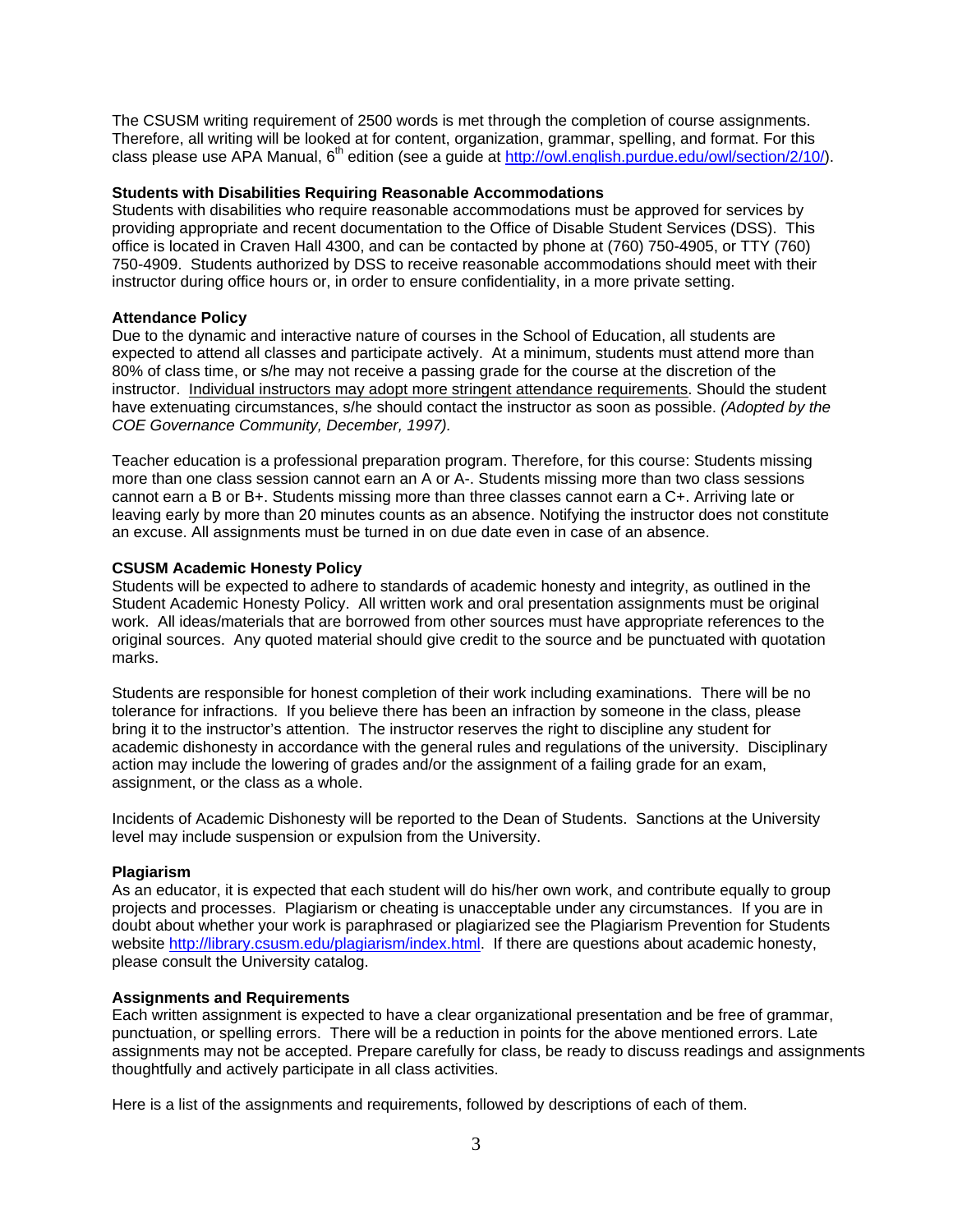The CSUSM writing requirement of 2500 words is met through the completion of course assignments. Therefore, all writing will be looked at for content, organization, grammar, spelling, and format. For this class please use APA Manual, 6th edition (see a guide at http://owl.english.purdue.edu/owl/section/2/10/).

**Students with Disabilities Requiring Reasonable Accommodations**

Students with disabilities who require reasonable accommodations must be approved for services by providing appropriate and recent documentation to the Office of Disable Student Services (DSS). This office is located in Craven Hall 4300, and can be contacted by phone at (760) 750-4905, or TTY (760) 750-4909. Students authorized by DSS to receive reasonable accommodations should meet with their instructor during office hours or, in order to ensure confidentiality, in a more private setting.

**Attendance Policy**

Due to the dynamic and interactive nature of courses in the School of Education, all students are expected to attend all classes and participate actively. At a minimum, students must attend more than 80% of class time, or s/he may not receive a passing grade for the course at the discretion of the instructor. Individual instructors may adopt more stringent attendance requirements. Should the student have extenuating circumstances, s/he should contact the instructor as soon as possible. *(Adopted by the COE Governance Community, December, 1997).*

Teacher education is a professional preparation program. Therefore, for this course: Students missing more than one class session cannot earn an A or A-. Students missing more than two class sessions cannot earn a B or B+. Students missing more than three classes cannot earn a C+. Arriving late or leaving early by more than 20 minutes counts as an absence. Notifying the instructor does not constitute an excuse. All assignments must be turned in on due date even in case of an absence.

**CSUSM Academic Honesty Policy**

Students will be expected to adhere to standards of academic honesty and integrity, as outlined in the Student Academic Honesty Policy. All written work and oral presentation assignments must be original work. All ideas/materials that are borrowed from other sources must have appropriate references to the original sources. Any quoted material should give credit to the source and be punctuated with quotation marks.

Students are responsible for honest completion of their work including examinations. There will be no tolerance for infractions. If you believe there has been an infraction by someone in the class, please bring it to the instructor's attention. The instructor reserves the right to discipline any student for academic dishonesty in accordance with the general rules and regulations of the university. Disciplinary action may include the lowering of grades and/or the assignment of a failing grade for an exam, assignment, or the class as a whole.

Incidents of Academic Dishonesty will be reported to the Dean of Students. Sanctions at the University level may include suspension or expulsion from the University.

**Plagiarism**

As an educator, it is expected that each student will do his/her own work, and contribute equally to group projects and processes. Plagiarism or cheating is unacceptable under any circumstances. If you are in doubt about whether your work is paraphrased or plagiarized see the Plagiarism Prevention for Students website http://library.csusm.edu/plagiarism/index.html. If there are questions about academic honesty, please consult the University catalog.

**Assignments and Requirements**

Each written assignment is expected to have a clear organizational presentation and be free of grammar, punctuation, or spelling errors. There will be a reduction in points for the above mentioned errors. Late assignments may not be accepted. Prepare carefully for class, be ready to discuss readings and assignments thoughtfully and actively participate in all class activities.

Here is a list of the assignments and requirements, followed by descriptions of each of them.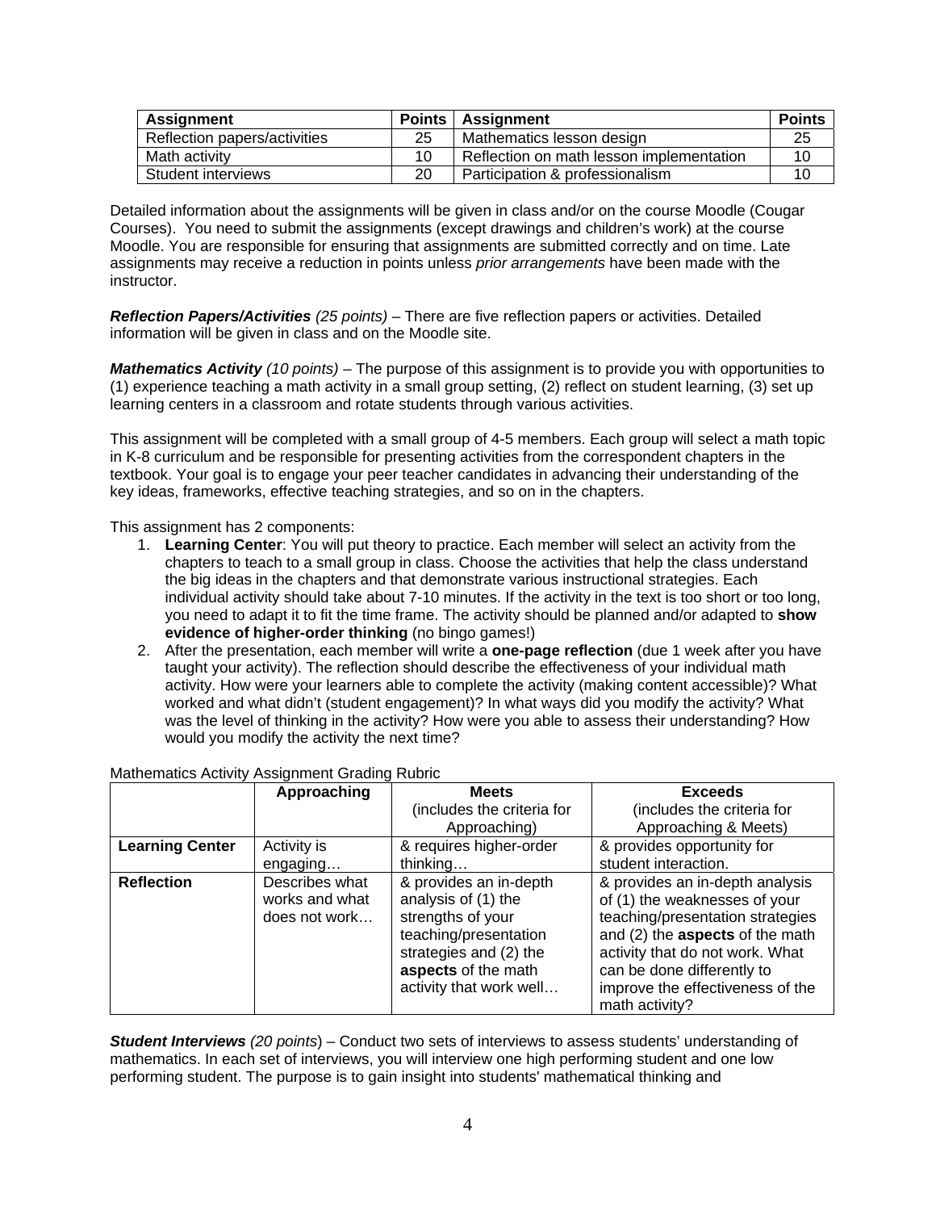| Assignment | Points | Assignment | Points |
| --- | --- | --- | --- |
| Reflection papers/activities | 25 | Mathematics lesson design | 25 |
| Math activity | 10 | Reflection on math lesson implementation | 10 |
| Student interviews | 20 | Participation & professionalism | 10 |

Detailed information about the assignments will be given in class and/or on the course Moodle (Cougar Courses). You need to submit the assignments (except drawings and children's work) at the course Moodle. You are responsible for ensuring that assignments are submitted correctly and on time. Late assignments may receive a reduction in points unless *prior arrangements* have been made with the instructor.

***Reflection Papers/Activities*** *(25 points)* – There are five reflection papers or activities. Detailed information will be given in class and on the Moodle site.

***Mathematics Activity*** *(10 points)* – The purpose of this assignment is to provide you with opportunities to (1) experience teaching a math activity in a small group setting, (2) reflect on student learning, (3) set up learning centers in a classroom and rotate students through various activities.

This assignment will be completed with a small group of 4-5 members. Each group will select a math topic in K-8 curriculum and be responsible for presenting activities from the correspondent chapters in the textbook. Your goal is to engage your peer teacher candidates in advancing their understanding of the key ideas, frameworks, effective teaching strategies, and so on in the chapters.

This assignment has 2 components:

1. **Learning Center**: You will put theory to practice. Each member will select an activity from the chapters to teach to a small group in class. Choose the activities that help the class understand the big ideas in the chapters and that demonstrate various instructional strategies. Each individual activity should take about 7-10 minutes. If the activity in the text is too short or too long, you need to adapt it to fit the time frame. The activity should be planned and/or adapted to **show evidence of higher-order thinking** (no bingo games!)
2. After the presentation, each member will write a **one-page reflection** (due 1 week after you have taught your activity). The reflection should describe the effectiveness of your individual math activity. How were your learners able to complete the activity (making content accessible)? What worked and what didn't (student engagement)? In what ways did you modify the activity? What was the level of thinking in the activity? How were you able to assess their understanding? How would you modify the activity the next time?

Mathematics Activity Assignment Grading Rubric

| | Approaching | Meets (includes the criteria for Approaching) | Exceeds (includes the criteria for Approaching & Meets) |
| --- | --- | --- | --- |
| **Learning Center** | Activity is engaging… | & requires higher-order thinking… | & provides opportunity for student interaction. |
| **Reflection** | Describes what works and what does not work… | & provides an in-depth analysis of (1) the strengths of your teaching/presentation strategies and (2) the **aspects** of the math activity that work well… | & provides an in-depth analysis of (1) the weaknesses of your teaching/presentation strategies and (2) the **aspects** of the math activity that do not work. What can be done differently to improve the effectiveness of the math activity? |

***Student Interviews*** *(20 points)* – Conduct two sets of interviews to assess students' understanding of mathematics. In each set of interviews, you will interview one high performing student and one low performing student. The purpose is to gain insight into students' mathematical thinking and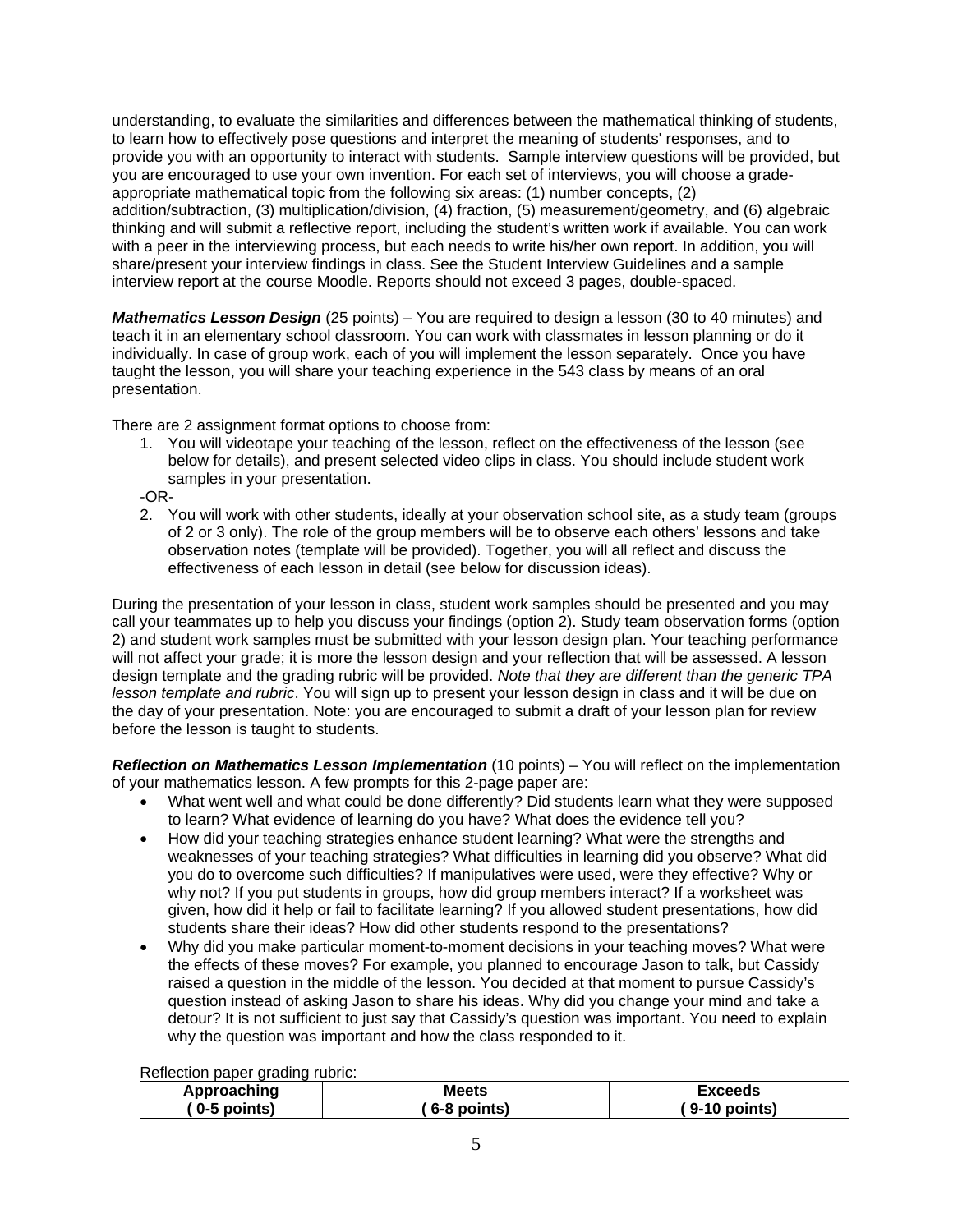understanding, to evaluate the similarities and differences between the mathematical thinking of students, to learn how to effectively pose questions and interpret the meaning of students' responses, and to provide you with an opportunity to interact with students. Sample interview questions will be provided, but you are encouraged to use your own invention. For each set of interviews, you will choose a grade-appropriate mathematical topic from the following six areas: (1) number concepts, (2) addition/subtraction, (3) multiplication/division, (4) fraction, (5) measurement/geometry, and (6) algebraic thinking and will submit a reflective report, including the student's written work if available. You can work with a peer in the interviewing process, but each needs to write his/her own report. In addition, you will share/present your interview findings in class. See the Student Interview Guidelines and a sample interview report at the course Moodle. Reports should not exceed 3 pages, double-spaced.

***Mathematics Lesson Design*** (25 points) – You are required to design a lesson (30 to 40 minutes) and teach it in an elementary school classroom. You can work with classmates in lesson planning or do it individually. In case of group work, each of you will implement the lesson separately. Once you have taught the lesson, you will share your teaching experience in the 543 class by means of an oral presentation.

There are 2 assignment format options to choose from:

1. You will videotape your teaching of the lesson, reflect on the effectiveness of the lesson (see below for details), and present selected video clips in class. You should include student work samples in your presentation.

-OR-

2. You will work with other students, ideally at your observation school site, as a study team (groups of 2 or 3 only). The role of the group members will be to observe each others' lessons and take observation notes (template will be provided). Together, you will all reflect and discuss the effectiveness of each lesson in detail (see below for discussion ideas).

During the presentation of your lesson in class, student work samples should be presented and you may call your teammates up to help you discuss your findings (option 2). Study team observation forms (option 2) and student work samples must be submitted with your lesson design plan. Your teaching performance will not affect your grade; it is more the lesson design and your reflection that will be assessed. A lesson design template and the grading rubric will be provided. *Note that they are different than the generic TPA lesson template and rubric*. You will sign up to present your lesson design in class and it will be due on the day of your presentation. Note: you are encouraged to submit a draft of your lesson plan for review before the lesson is taught to students.

***Reflection on Mathematics Lesson Implementation*** (10 points) – You will reflect on the implementation of your mathematics lesson. A few prompts for this 2-page paper are:

- What went well and what could be done differently? Did students learn what they were supposed to learn? What evidence of learning do you have? What does the evidence tell you?
- How did your teaching strategies enhance student learning? What were the strengths and weaknesses of your teaching strategies? What difficulties in learning did you observe? What did you do to overcome such difficulties? If manipulatives were used, were they effective? Why or why not? If you put students in groups, how did group members interact? If a worksheet was given, how did it help or fail to facilitate learning? If you allowed student presentations, how did students share their ideas? How did other students respond to the presentations?
- Why did you make particular moment-to-moment decisions in your teaching moves? What were the effects of these moves? For example, you planned to encourage Jason to talk, but Cassidy raised a question in the middle of the lesson. You decided at that moment to pursue Cassidy's question instead of asking Jason to share his ideas. Why did you change your mind and take a detour? It is not sufficient to just say that Cassidy's question was important. You need to explain why the question was important and how the class responded to it.

Reflection paper grading rubric:

| Approaching ( 0-5 points) | Meets ( 6-8 points) | Exceeds ( 9-10 points) |
|---|---|---|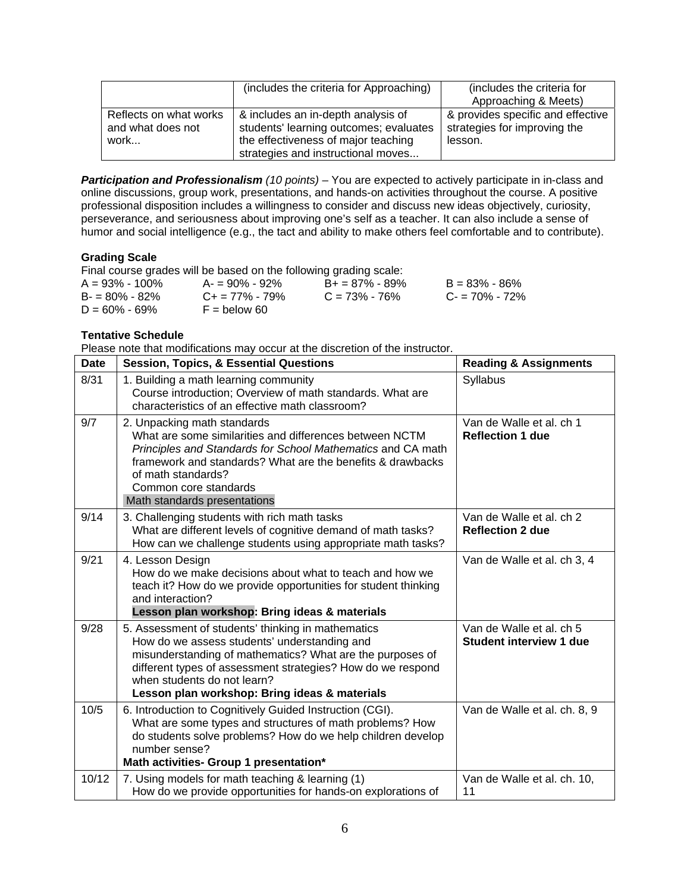| | (includes the criteria for Approaching) | (includes the criteria for Approaching & Meets) |
|---|---|---|
| Reflects on what works and what does not work... | & includes an in-depth analysis of students' learning outcomes; evaluates the effectiveness of major teaching strategies and instructional moves... | & provides specific and effective strategies for improving the lesson. |

***Participation and Professionalism*** *(10 points)* – You are expected to actively participate in in-class and online discussions, group work, presentations, and hands-on activities throughout the course. A positive professional disposition includes a willingness to consider and discuss new ideas objectively, curiosity, perseverance, and seriousness about improving one's self as a teacher. It can also include a sense of humor and social intelligence (e.g., the tact and ability to make others feel comfortable and to contribute).

**Grading Scale**

Final course grades will be based on the following grading scale:

| | | | |
|---|---|---|---|
| A = 93% - 100% | A- = 90% - 92% | B+ = 87% - 89% | B = 83% - 86% |
| B- = 80% - 82% | C+ = 77% - 79% | C = 73% - 76% | C- = 70% - 72% |
| D = 60% - 69% | F = below 60 | | |

**Tentative Schedule**

Please note that modifications may occur at the discretion of the instructor.

| Date | Session, Topics, & Essential Questions | Reading & Assignments |
|---|---|---|
| 8/31 | 1. Building a math learning community<br>Course introduction; Overview of math standards. What are characteristics of an effective math classroom? | Syllabus |
| 9/7 | 2. Unpacking math standards<br>What are some similarities and differences between NCTM *Principles and Standards for School Mathematics* and CA math framework and standards? What are the benefits & drawbacks of math standards?<br>Common core standards<br>Math standards presentations | Van de Walle et al. ch 1<br>**Reflection 1 due** |
| 9/14 | 3. Challenging students with rich math tasks<br>What are different levels of cognitive demand of math tasks? How can we challenge students using appropriate math tasks? | Van de Walle et al. ch 2<br>**Reflection 2 due** |
| 9/21 | 4. Lesson Design<br>How do we make decisions about what to teach and how we teach it? How do we provide opportunities for student thinking and interaction?<br>**Lesson plan workshop: Bring ideas & materials** | Van de Walle et al. ch 3, 4 |
| 9/28 | 5. Assessment of students' thinking in mathematics<br>How do we assess students' understanding and misunderstanding of mathematics? What are the purposes of different types of assessment strategies? How do we respond when students do not learn?<br>**Lesson plan workshop: Bring ideas & materials** | Van de Walle et al. ch 5<br>**Student interview 1 due** |
| 10/5 | 6. Introduction to Cognitively Guided Instruction (CGI).<br>What are some types and structures of math problems? How do students solve problems? How do we help children develop number sense?<br>**Math activities- Group 1 presentation*** | Van de Walle et al. ch. 8, 9 |
| 10/12 | 7. Using models for math teaching & learning (1)<br>How do we provide opportunities for hands-on explorations of | Van de Walle et al. ch. 10, 11 |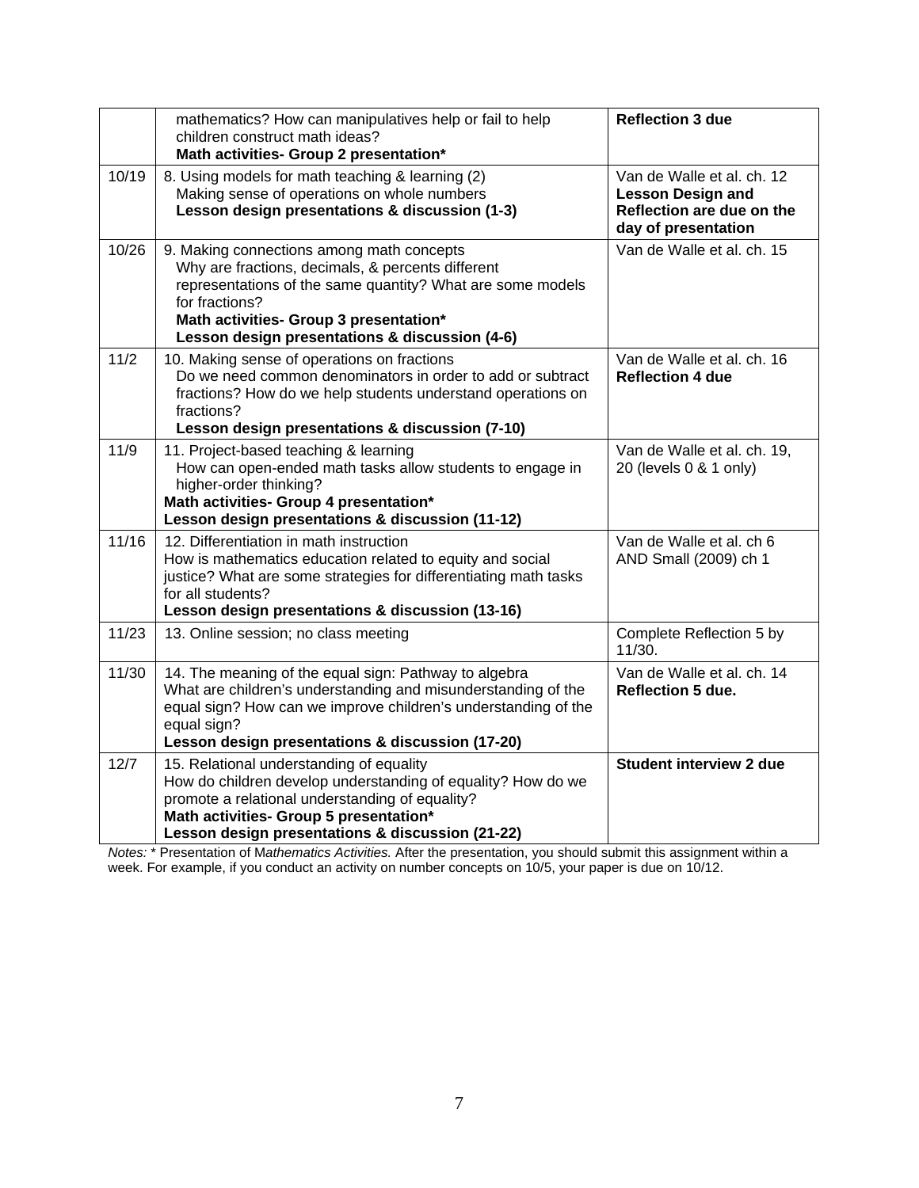| | | |
|---|---|---|
| | mathematics? How can manipulatives help or fail to help children construct math ideas?<br>**Math activities- Group 2 presentation*** | **Reflection 3 due** |
| 10/19 | 8. Using models for math teaching & learning (2)<br>Making sense of operations on whole numbers<br>**Lesson design presentations & discussion (1-3)** | Van de Walle et al. ch. 12<br>**Lesson Design and Reflection are due on the day of presentation** |
| 10/26 | 9. Making connections among math concepts<br>Why are fractions, decimals, & percents different representations of the same quantity? What are some models for fractions?<br>**Math activities- Group 3 presentation***<br>**Lesson design presentations & discussion (4-6)** | Van de Walle et al. ch. 15 |
| 11/2 | 10. Making sense of operations on fractions<br>Do we need common denominators in order to add or subtract fractions? How do we help students understand operations on fractions?<br>**Lesson design presentations & discussion (7-10)** | Van de Walle et al. ch. 16<br>**Reflection 4 due** |
| 11/9 | 11. Project-based teaching & learning<br>How can open-ended math tasks allow students to engage in higher-order thinking?<br>**Math activities- Group 4 presentation***<br>**Lesson design presentations & discussion (11-12)** | Van de Walle et al. ch. 19, 20 (levels 0 & 1 only) |
| 11/16 | 12. Differentiation in math instruction<br>How is mathematics education related to equity and social justice? What are some strategies for differentiating math tasks for all students?<br>**Lesson design presentations & discussion (13-16)** | Van de Walle et al. ch 6 AND Small (2009) ch 1 |
| 11/23 | 13. Online session; no class meeting | Complete Reflection 5 by 11/30. |
| 11/30 | 14. The meaning of the equal sign: Pathway to algebra<br>What are children's understanding and misunderstanding of the equal sign? How can we improve children's understanding of the equal sign?<br>**Lesson design presentations & discussion (17-20)** | Van de Walle et al. ch. 14<br>**Reflection 5 due.** |
| 12/7 | 15. Relational understanding of equality<br>How do children develop understanding of equality? How do we promote a relational understanding of equality?<br>**Math activities- Group 5 presentation***<br>**Lesson design presentations & discussion (21-22)** | **Student interview 2 due** |

*Notes:* * Presentation of M*athematics Activities.* After the presentation, you should submit this assignment within a week. For example, if you conduct an activity on number concepts on 10/5, your paper is due on 10/12.